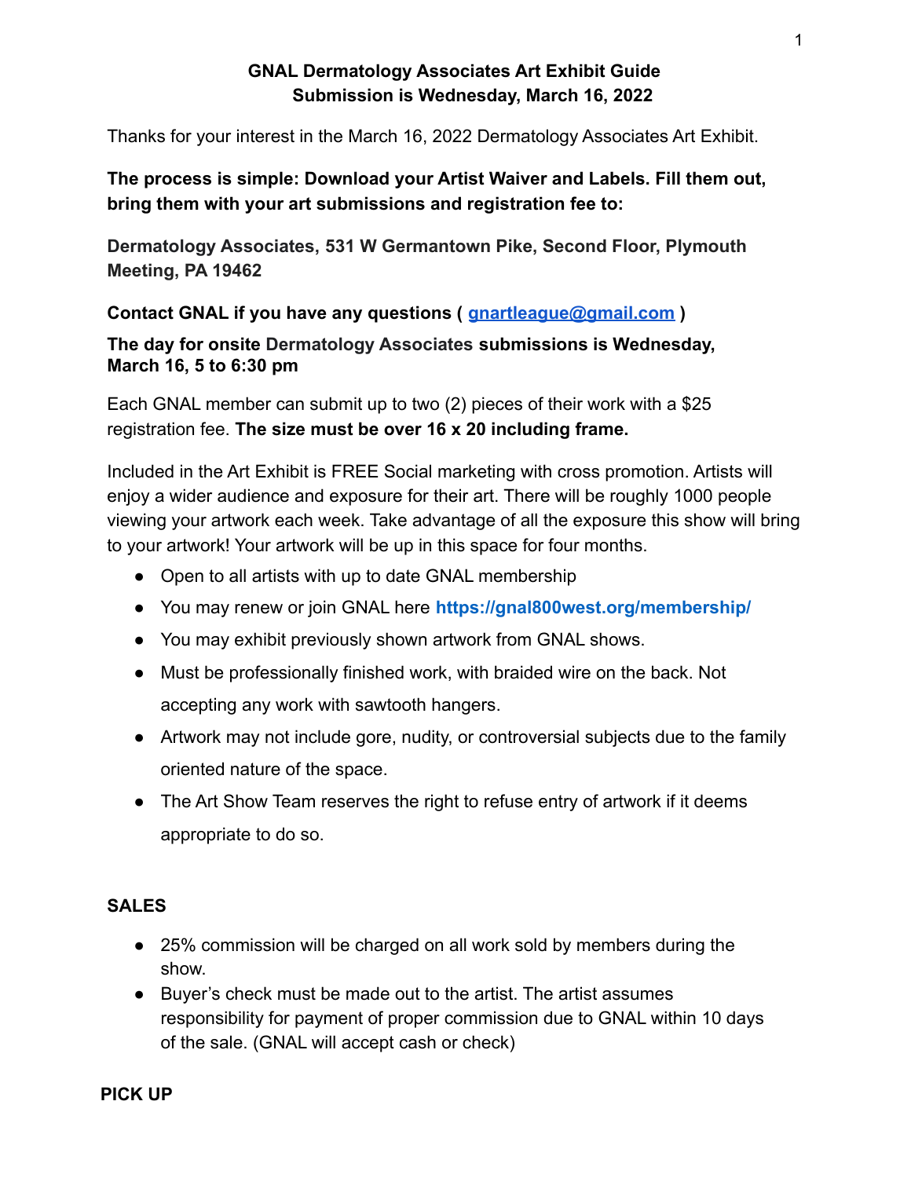# GNAL Dermatology Associates Art Exhibit Guide
## Submission is Wednesday, March 16, 2022

Thanks for your interest in the March 16, 2022 Dermatology Associates Art Exhibit.

**The process is simple: Download your Artist Waiver and Labels. Fill them out, bring them with your art submissions and registration fee to:**

**Dermatology Associates, 531 W Germantown Pike, Second Floor, Plymouth Meeting, PA 19462**

**Contact GNAL if you have any questions ( [gnartleague@gmail.com](mailto:gnartleague@gmail.com) )**

**The day for onsite Dermatology Associates submissions is Wednesday, March 16, 5 to 6:30 pm**

Each GNAL member can submit up to two (2) pieces of their work with a $25 registration fee. **The size must be over 16 x 20 including frame.**

Included in the Art Exhibit is FREE Social marketing with cross promotion. Artists will enjoy a wider audience and exposure for their art. There will be roughly 1000 people viewing your artwork each week. Take advantage of all the exposure this show will bring to your artwork! Your artwork will be up in this space for four months.

- Open to all artists with up to date GNAL membership
- You may renew or join GNAL here **https://gnal800west.org/membership/**
- You may exhibit previously shown artwork from GNAL shows.
- Must be professionally finished work, with braided wire on the back. Not accepting any work with sawtooth hangers.
- Artwork may not include gore, nudity, or controversial subjects due to the family oriented nature of the space.
- The Art Show Team reserves the right to refuse entry of artwork if it deems appropriate to do so.

### SALES

- 25% commission will be charged on all work sold by members during the show.
- Buyer's check must be made out to the artist. The artist assumes responsibility for payment of proper commission due to GNAL within 10 days of the sale. (GNAL will accept cash or check)

### PICK UP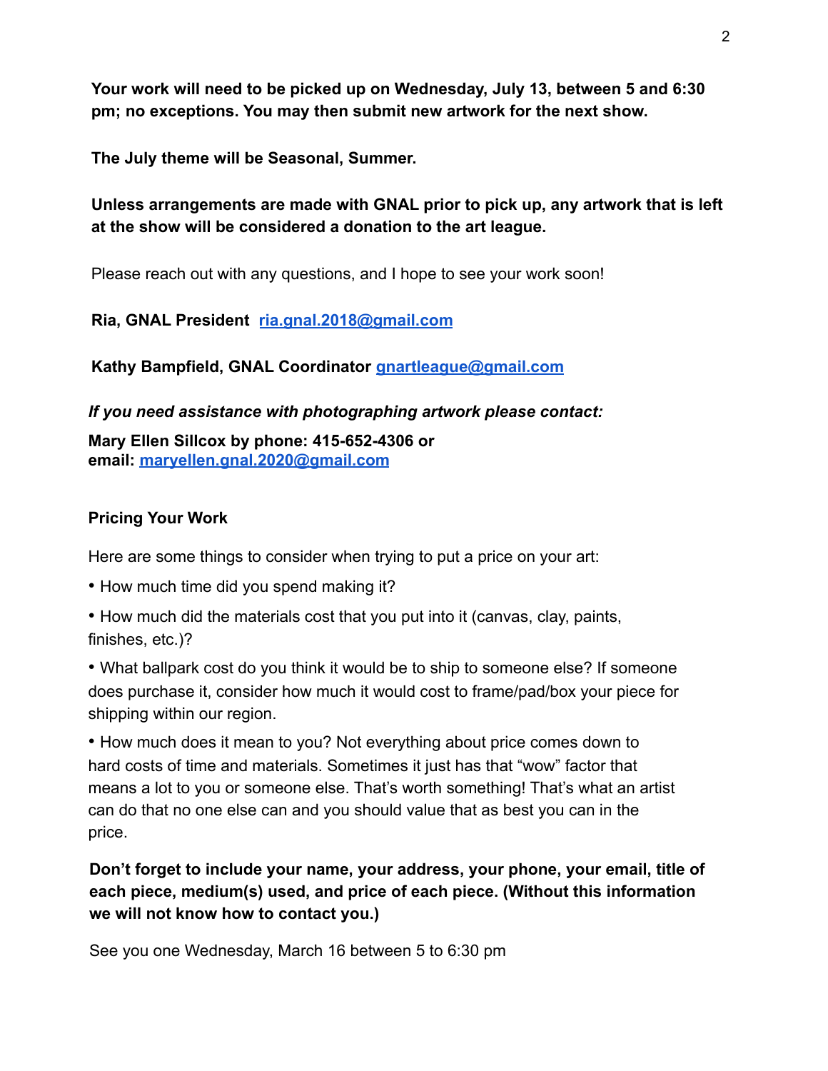**Your work will need to be picked up on Wednesday, July 13, between 5 and 6:30 pm; no exceptions. You may then submit new artwork for the next show.**

**The July theme will be Seasonal, Summer.**

**Unless arrangements are made with GNAL prior to pick up, any artwork that is left at the show will be considered a donation to the art league.**

Please reach out with any questions, and I hope to see your work soon!

**Ria, GNAL President** [ria.gnal.2018@gmail.com](mailto:ria.gnal.2018@gmail.com)

**Kathy Bampfield, GNAL Coordinator** [gnartleague@gmail.com](mailto:gnartleague@gmail.com)

***If you need assistance with photographing artwork please contact:***

**Mary Ellen Sillcox by phone: 415-652-4306 or email:** [maryellen.gnal.2020@gmail.com](mailto:maryellen.gnal.2020@gmail.com)

**Pricing Your Work**

Here are some things to consider when trying to put a price on your art:

- How much time did you spend making it?
- How much did the materials cost that you put into it (canvas, clay, paints, finishes, etc.)?
- What ballpark cost do you think it would be to ship to someone else? If someone does purchase it, consider how much it would cost to frame/pad/box your piece for shipping within our region.
- How much does it mean to you? Not everything about price comes down to hard costs of time and materials. Sometimes it just has that "wow" factor that means a lot to you or someone else. That's worth something! That's what an artist can do that no one else can and you should value that as best you can in the price.

**Don't forget to include your name, your address, your phone, your email, title of each piece, medium(s) used, and price of each piece. (Without this information we will not know how to contact you.)**

See you one Wednesday, March 16 between 5 to 6:30 pm